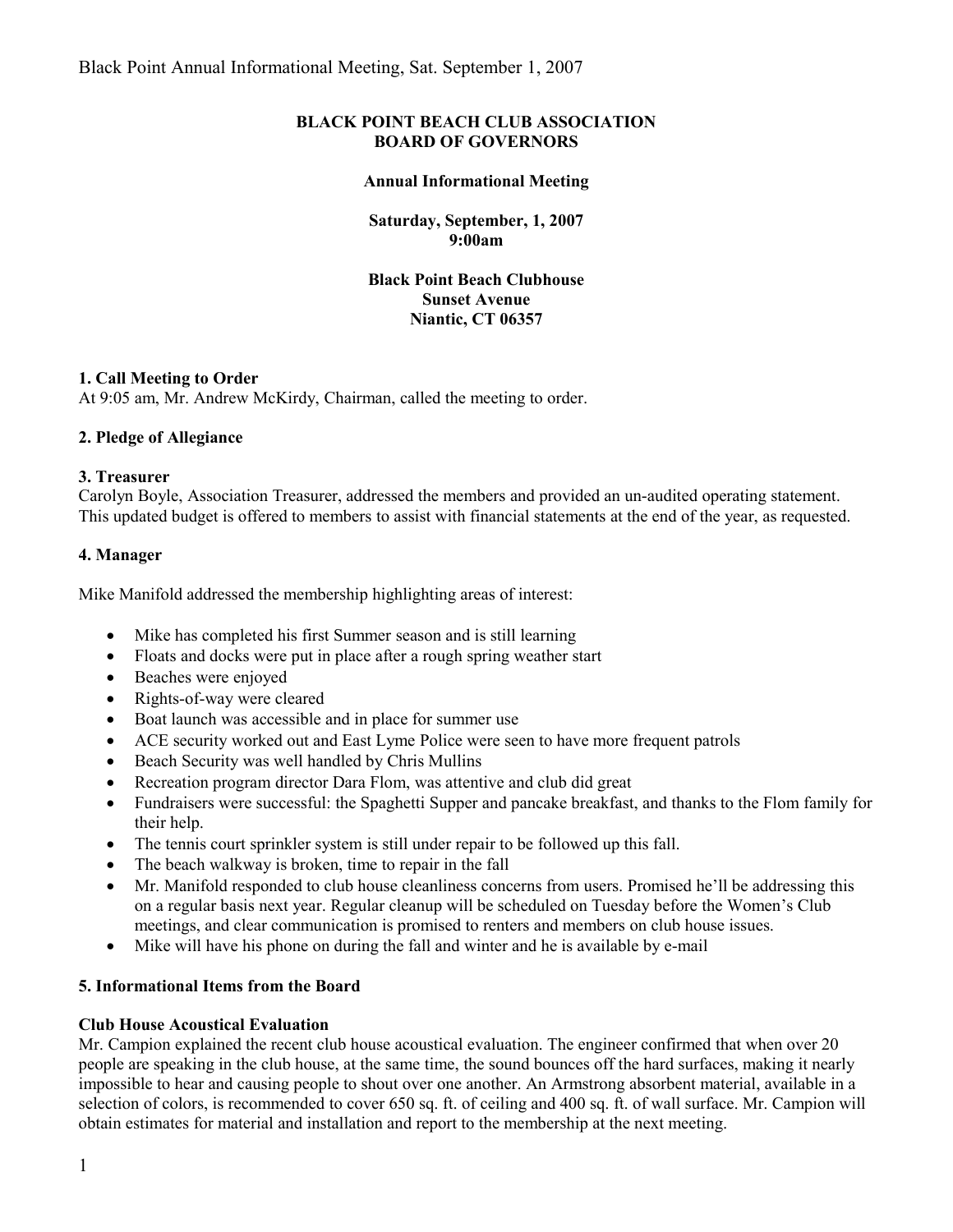**BLACK POINT BEACH CLUB ASSOCIATION**
**BOARD OF GOVERNORS**

**Annual Informational Meeting**

**Saturday, September, 1, 2007**
**9:00am**

**Black Point Beach Clubhouse**
**Sunset Avenue**
**Niantic, CT 06357**

### 1. Call Meeting to Order

At 9:05 am, Mr. Andrew McKirdy, Chairman, called the meeting to order.

### 2. Pledge of Allegiance

### 3. Treasurer

Carolyn Boyle, Association Treasurer, addressed the members and provided an un-audited operating statement. This updated budget is offered to members to assist with financial statements at the end of the year, as requested.

### 4. Manager

Mike Manifold addressed the membership highlighting areas of interest:

- Mike has completed his first Summer season and is still learning
- Floats and docks were put in place after a rough spring weather start
- Beaches were enjoyed
- Rights-of-way were cleared
- Boat launch was accessible and in place for summer use
- ACE security worked out and East Lyme Police were seen to have more frequent patrols
- Beach Security was well handled by Chris Mullins
- Recreation program director Dara Flom, was attentive and club did great
- Fundraisers were successful: the Spaghetti Supper and pancake breakfast, and thanks to the Flom family for their help.
- The tennis court sprinkler system is still under repair to be followed up this fall.
- The beach walkway is broken, time to repair in the fall
- Mr. Manifold responded to club house cleanliness concerns from users. Promised he'll be addressing this on a regular basis next year. Regular cleanup will be scheduled on Tuesday before the Women's Club meetings, and clear communication is promised to renters and members on club house issues.
- Mike will have his phone on during the fall and winter and he is available by e-mail

### 5. Informational Items from the Board

**Club House Acoustical Evaluation**

Mr. Campion explained the recent club house acoustical evaluation. The engineer confirmed that when over 20 people are speaking in the club house, at the same time, the sound bounces off the hard surfaces, making it nearly impossible to hear and causing people to shout over one another. An Armstrong absorbent material, available in a selection of colors, is recommended to cover 650 sq. ft. of ceiling and 400 sq. ft. of wall surface. Mr. Campion will obtain estimates for material and installation and report to the membership at the next meeting.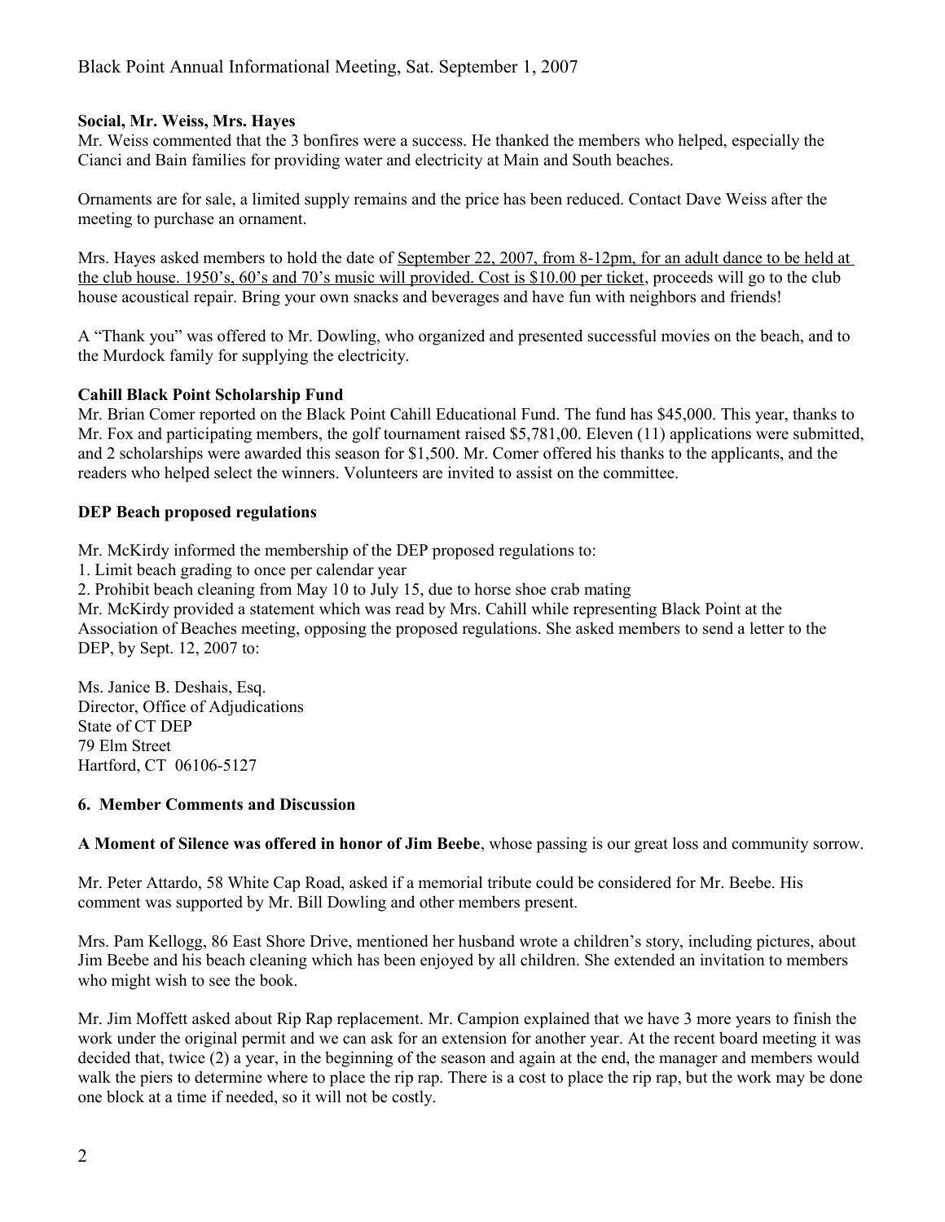**Social, Mr. Weiss, Mrs. Hayes**

Mr. Weiss commented that the 3 bonfires were a success. He thanked the members who helped, especially the Cianci and Bain families for providing water and electricity at Main and South beaches.

Ornaments are for sale, a limited supply remains and the price has been reduced. Contact Dave Weiss after the meeting to purchase an ornament.

Mrs. Hayes asked members to hold the date of <u>September 22, 2007, from 8-12pm, for an adult dance to be held at the club house. 1950's, 60's and 70's music will provided. Cost is $10.00 per ticket</u>, proceeds will go to the club house acoustical repair. Bring your own snacks and beverages and have fun with neighbors and friends!

A "Thank you" was offered to Mr. Dowling, who organized and presented successful movies on the beach, and to the Murdock family for supplying the electricity.

**Cahill Black Point Scholarship Fund**

Mr. Brian Comer reported on the Black Point Cahill Educational Fund. The fund has $45,000. This year, thanks to Mr. Fox and participating members, the golf tournament raised $5,781,00. Eleven (11) applications were submitted, and 2 scholarships were awarded this season for $1,500. Mr. Comer offered his thanks to the applicants, and the readers who helped select the winners. Volunteers are invited to assist on the committee.

**DEP Beach proposed regulations**

Mr. McKirdy informed the membership of the DEP proposed regulations to:

1. Limit beach grading to once per calendar year
2. Prohibit beach cleaning from May 10 to July 15, due to horse shoe crab mating

Mr. McKirdy provided a statement which was read by Mrs. Cahill while representing Black Point at the Association of Beaches meeting, opposing the proposed regulations. She asked members to send a letter to the DEP, by Sept. 12, 2007 to:

Ms. Janice B. Deshais, Esq.
Director, Office of Adjudications
State of CT DEP
79 Elm Street
Hartford, CT 06106-5127

**6. Member Comments and Discussion**

**A Moment of Silence was offered in honor of Jim Beebe**, whose passing is our great loss and community sorrow.

Mr. Peter Attardo, 58 White Cap Road, asked if a memorial tribute could be considered for Mr. Beebe. His comment was supported by Mr. Bill Dowling and other members present.

Mrs. Pam Kellogg, 86 East Shore Drive, mentioned her husband wrote a children's story, including pictures, about Jim Beebe and his beach cleaning which has been enjoyed by all children. She extended an invitation to members who might wish to see the book.

Mr. Jim Moffett asked about Rip Rap replacement. Mr. Campion explained that we have 3 more years to finish the work under the original permit and we can ask for an extension for another year. At the recent board meeting it was decided that, twice (2) a year, in the beginning of the season and again at the end, the manager and members would walk the piers to determine where to place the rip rap. There is a cost to place the rip rap, but the work may be done one block at a time if needed, so it will not be costly.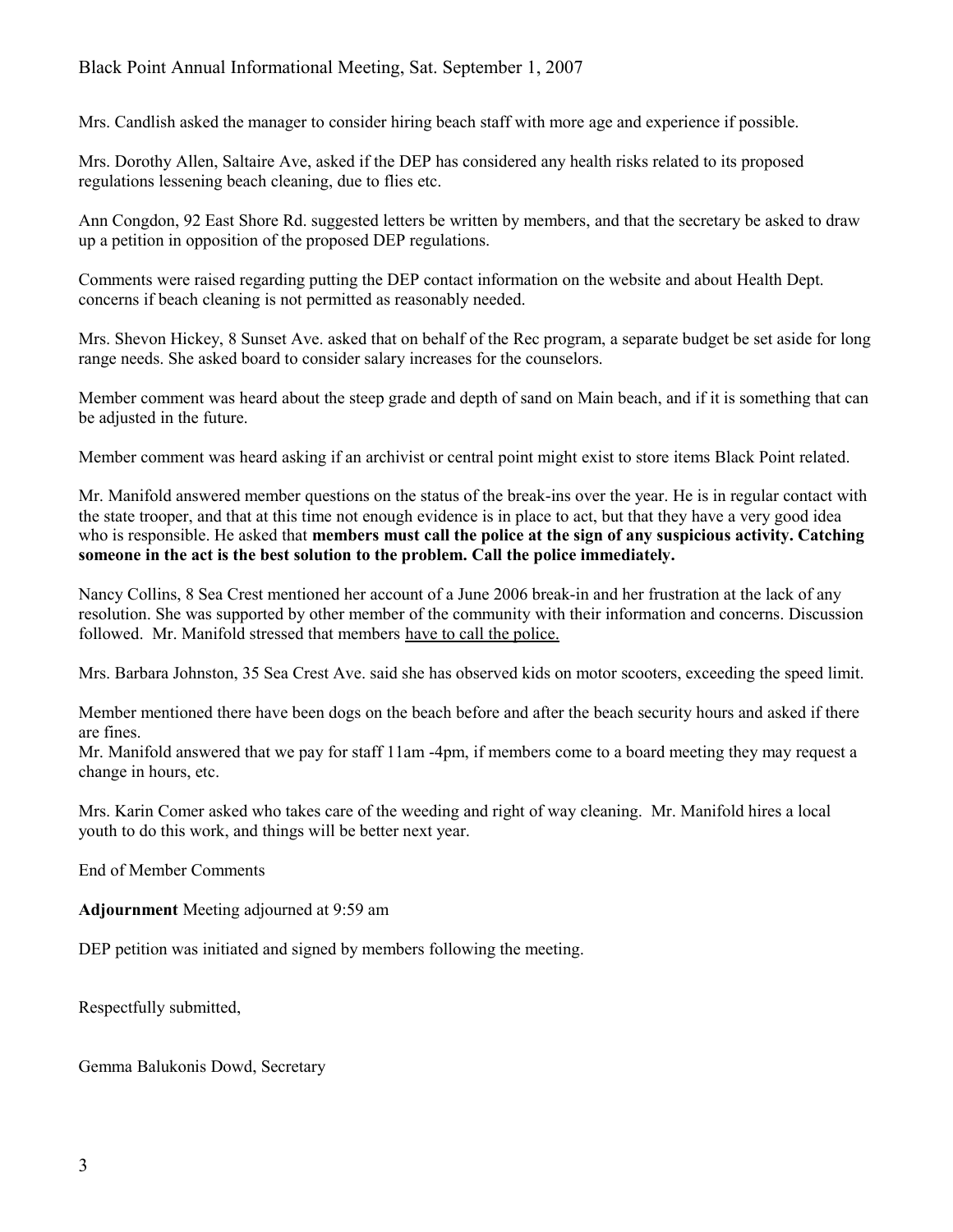Mrs. Candlish asked the manager to consider hiring beach staff with more age and experience if possible.

Mrs. Dorothy Allen, Saltaire Ave, asked if the DEP has considered any health risks related to its proposed regulations lessening beach cleaning, due to flies etc.

Ann Congdon, 92 East Shore Rd. suggested letters be written by members, and that the secretary be asked to draw up a petition in opposition of the proposed DEP regulations.

Comments were raised regarding putting the DEP contact information on the website and about Health Dept. concerns if beach cleaning is not permitted as reasonably needed.

Mrs. Shevon Hickey, 8 Sunset Ave. asked that on behalf of the Rec program, a separate budget be set aside for long range needs. She asked board to consider salary increases for the counselors.

Member comment was heard about the steep grade and depth of sand on Main beach, and if it is something that can be adjusted in the future.

Member comment was heard asking if an archivist or central point might exist to store items Black Point related.

Mr. Manifold answered member questions on the status of the break-ins over the year. He is in regular contact with the state trooper, and that at this time not enough evidence is in place to act, but that they have a very good idea who is responsible. He asked that **members must call the police at the sign of any suspicious activity. Catching someone in the act is the best solution to the problem. Call the police immediately.**

Nancy Collins, 8 Sea Crest mentioned her account of a June 2006 break-in and her frustration at the lack of any resolution. She was supported by other member of the community with their information and concerns. Discussion followed. Mr. Manifold stressed that members <u>have to call the police.</u>

Mrs. Barbara Johnston, 35 Sea Crest Ave. said she has observed kids on motor scooters, exceeding the speed limit.

Member mentioned there have been dogs on the beach before and after the beach security hours and asked if there are fines.
Mr. Manifold answered that we pay for staff 11am -4pm, if members come to a board meeting they may request a change in hours, etc.

Mrs. Karin Comer asked who takes care of the weeding and right of way cleaning. Mr. Manifold hires a local youth to do this work, and things will be better next year.

End of Member Comments

**Adjournment** Meeting adjourned at 9:59 am

DEP petition was initiated and signed by members following the meeting.

Respectfully submitted,

Gemma Balukonis Dowd, Secretary